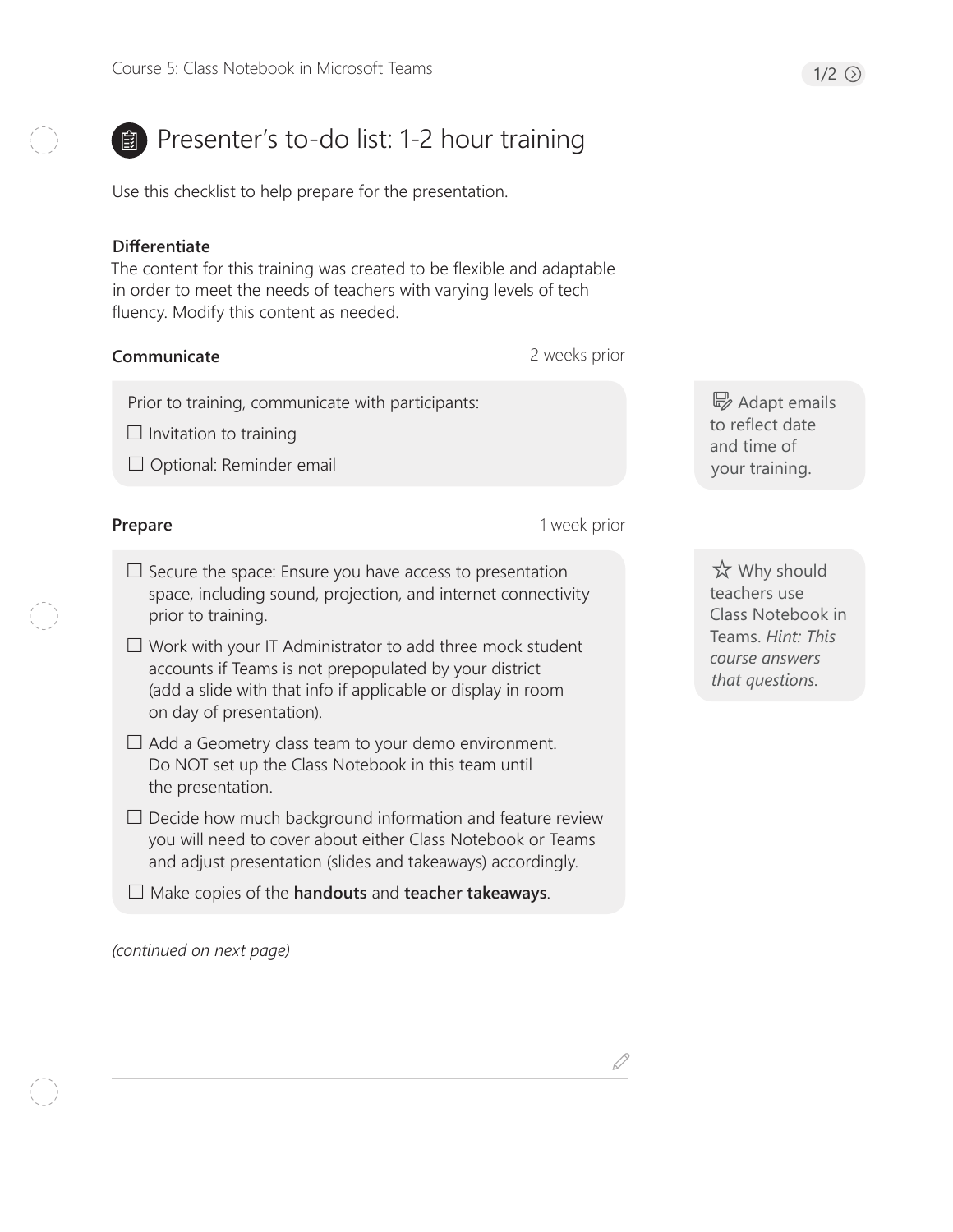# Presenter's to-do list: 1-2 hour training

Use this checklist to help prepare for the presentation.

**Differentiate**

The content for this training was created to be flexible and adaptable in order to meet the needs of teachers with varying levels of tech fluency. Modify this content as needed.

**Communicate** — 2 weeks prior

Prior to training, communicate with participants:

- ☐ Invitation to training
- ☐ Optional: Reminder email

> Adapt emails to reflect date and time of your training.

**Prepare** — 1 week prior

- ☐ Secure the space: Ensure you have access to presentation space, including sound, projection, and internet connectivity prior to training.
- ☐ Work with your IT Administrator to add three mock student accounts if Teams is not prepopulated by your district (add a slide with that info if applicable or display in room on day of presentation).
- ☐ Add a Geometry class team to your demo environment. Do NOT set up the Class Notebook in this team until the presentation.
- ☐ Decide how much background information and feature review you will need to cover about either Class Notebook or Teams and adjust presentation (slides and takeaways) accordingly.
- ☐ Make copies of the **handouts** and **teacher takeaways**.

> ☆ Why should teachers use Class Notebook in Teams. *Hint: This course answers that questions.*

*(continued on next page)*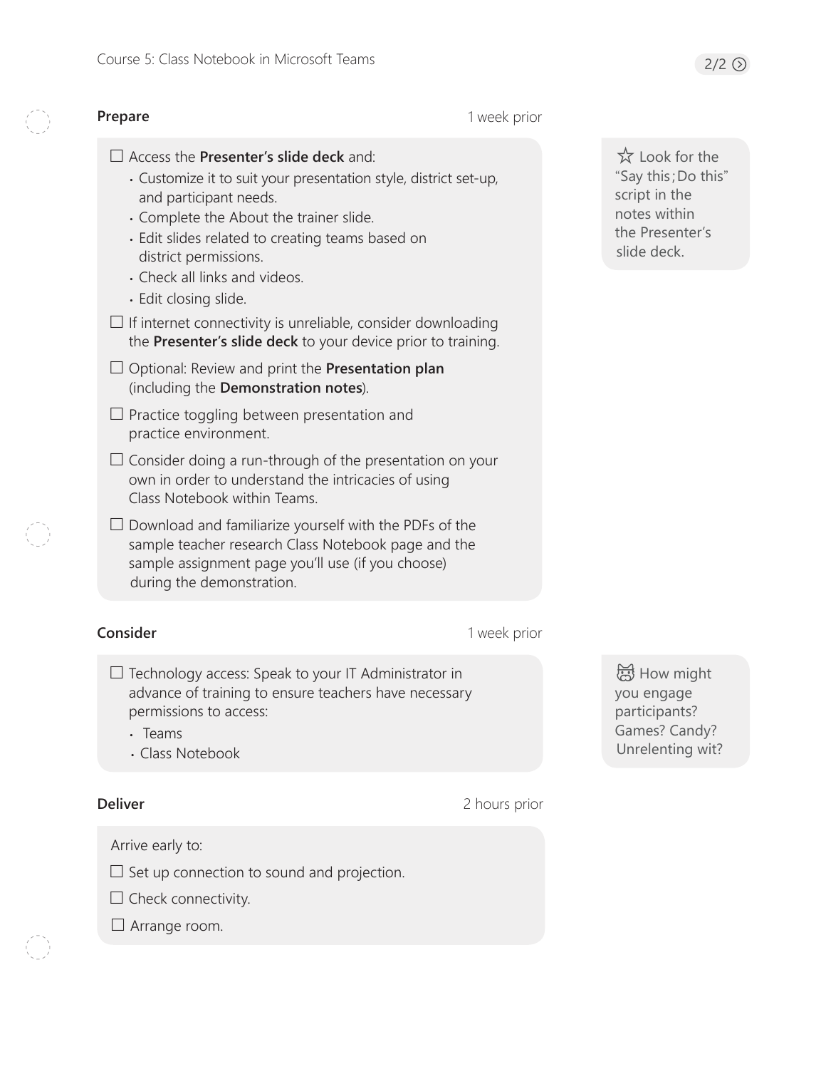## Prepare

1 week prior

- ☐ Access the **Presenter's slide deck** and:
  - Customize it to suit your presentation style, district set-up, and participant needs.
  - Complete the About the trainer slide.
  - Edit slides related to creating teams based on district permissions.
  - Check all links and videos.
  - Edit closing slide.
- ☐ If internet connectivity is unreliable, consider downloading the **Presenter's slide deck** to your device prior to training.
- ☐ Optional: Review and print the **Presentation plan** (including the **Demonstration notes**).
- ☐ Practice toggling between presentation and practice environment.
- ☐ Consider doing a run-through of the presentation on your own in order to understand the intricacies of using Class Notebook within Teams.
- ☐ Download and familiarize yourself with the PDFs of the sample teacher research Class Notebook page and the sample assignment page you'll use (if you choose) during the demonstration.

☆ Look for the "Say this; Do this" script in the notes within the Presenter's slide deck.

## Consider

1 week prior

- ☐ Technology access: Speak to your IT Administrator in advance of training to ensure teachers have necessary permissions to access:
  - Teams
  - Class Notebook

How might you engage participants? Games? Candy? Unrelenting wit?

## Deliver

2 hours prior

Arrive early to:

- ☐ Set up connection to sound and projection.
- ☐ Check connectivity.
- ☐ Arrange room.